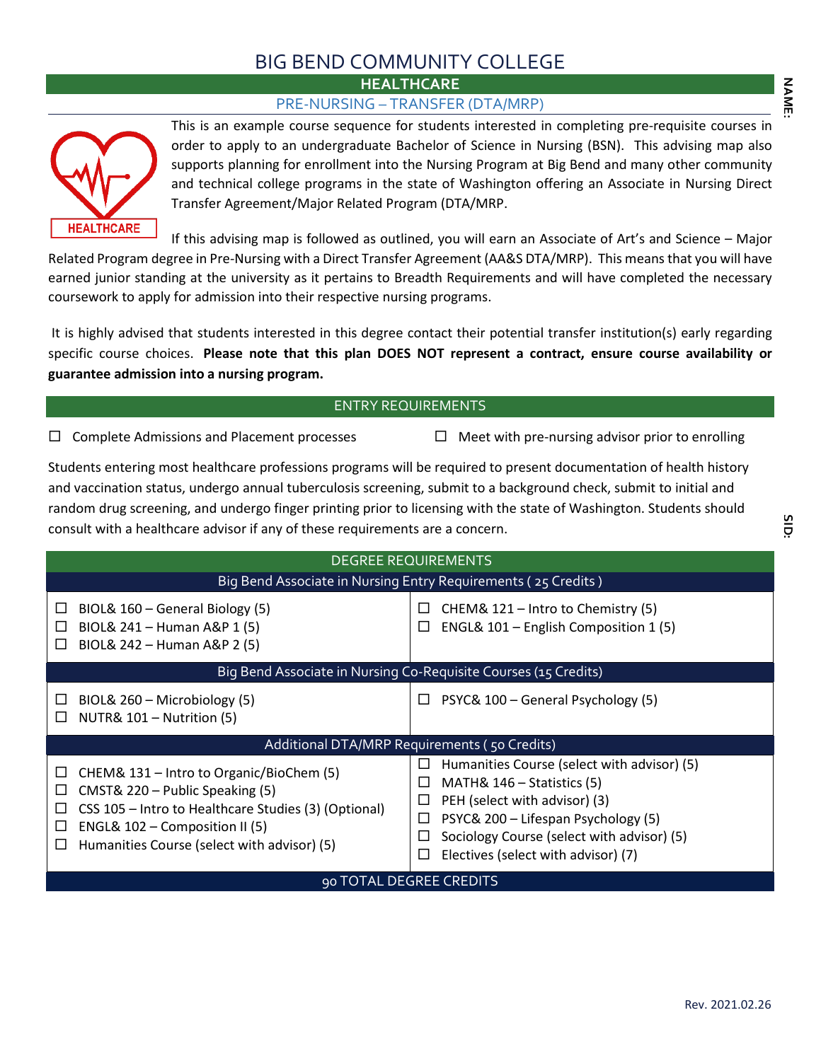# BIG BEND COMMUNITY COLLEGE

## HEALTHCARE

### PRE-NURSING – TRANSFER (DTA/MRP)

This is an example course sequence for students interested in completing pre-requisite courses in order to apply to an undergraduate Bachelor of Science in Nursing (BSN). This advising map also supports planning for enrollment into the Nursing Program at Big Bend and many other community and technical college programs in the state of Washington offering an Associate in Nursing Direct Transfer Agreement/Major Related Program (DTA/MRP.

If this advising map is followed as outlined, you will earn an Associate of Art's and Science – Major Related Program degree in Pre-Nursing with a Direct Transfer Agreement (AA&S DTA/MRP). This means that you will have earned junior standing at the university as it pertains to Breadth Requirements and will have completed the necessary coursework to apply for admission into their respective nursing programs.

It is highly advised that students interested in this degree contact their potential transfer institution(s) early regarding specific course choices. **Please note that this plan DOES NOT represent a contract, ensure course availability or guarantee admission into a nursing program.**

NAME:

SID:

## ENTRY REQUIREMENTS

☐ Complete Admissions and Placement processes

☐ Meet with pre-nursing advisor prior to enrolling

Students entering most healthcare professions programs will be required to present documentation of health history and vaccination status, undergo annual tuberculosis screening, submit to a background check, submit to initial and random drug screening, and undergo finger printing prior to licensing with the state of Washington. Students should consult with a healthcare advisor if any of these requirements are a concern.

## DEGREE REQUIREMENTS

| Big Bend Associate in Nursing Entry Requirements ( 25 Credits ) | |
|---|---|
| ☐ BIOL& 160 – General Biology (5)<br>☐ BIOL& 241 – Human A&P 1 (5)<br>☐ BIOL& 242 – Human A&P 2 (5) | ☐ CHEM& 121 – Intro to Chemistry (5)<br>☐ ENGL& 101 – English Composition 1 (5) |
| **Big Bend Associate in Nursing Co-Requisite Courses (15 Credits)** | |
| ☐ BIOL& 260 – Microbiology (5)<br>☐ NUTR& 101 – Nutrition (5) | ☐ PSYC& 100 – General Psychology (5) |
| **Additional DTA/MRP Requirements ( 50 Credits)** | |
| ☐ CHEM& 131 – Intro to Organic/BioChem (5)<br>☐ CMST& 220 – Public Speaking (5)<br>☐ CSS 105 – Intro to Healthcare Studies (3) (Optional)<br>☐ ENGL& 102 – Composition II (5)<br>☐ Humanities Course (select with advisor) (5) | ☐ Humanities Course (select with advisor) (5)<br>☐ MATH& 146 – Statistics (5)<br>☐ PEH (select with advisor) (3)<br>☐ PSYC& 200 – Lifespan Psychology (5)<br>☐ Sociology Course (select with advisor) (5)<br>☐ Electives (select with advisor) (7) |
| **90 TOTAL DEGREE CREDITS** | |

Rev. 2021.02.26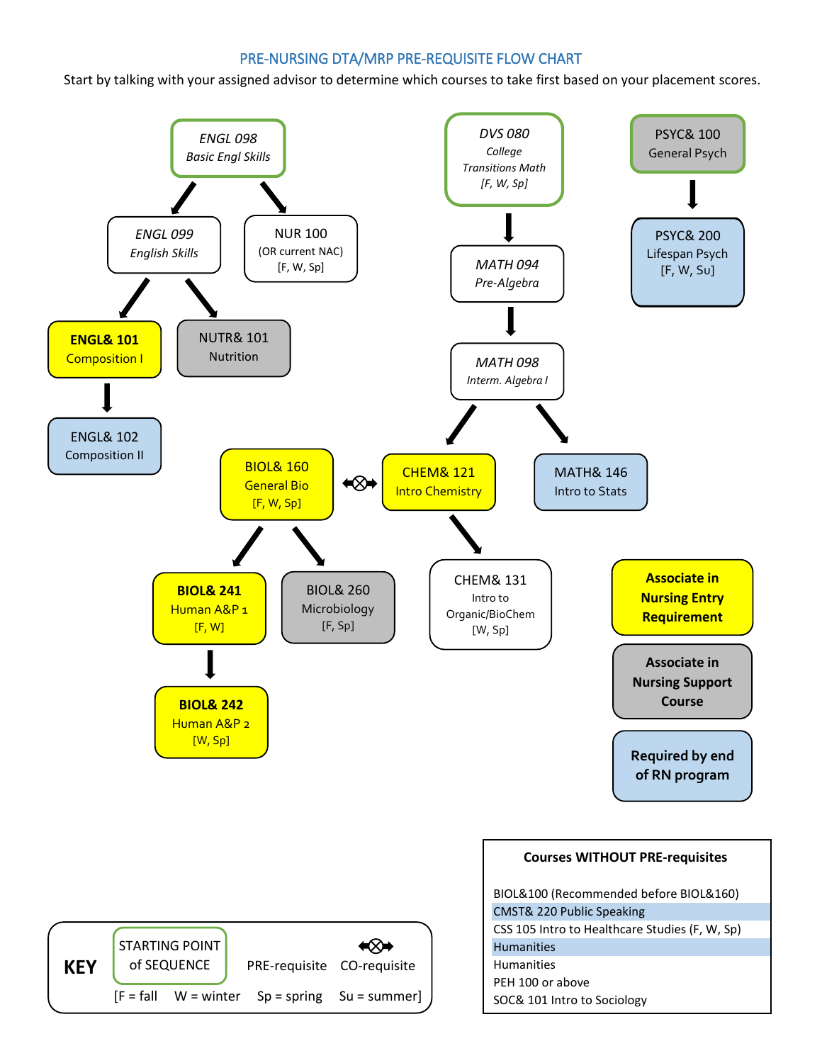# PRE-NURSING DTA/MRP PRE-REQUISITE FLOW CHART

Start by talking with your assigned advisor to determine which courses to take first based on your placement scores.

*ENGL 098*
*Basic Engl Skills*

→ *ENGL 099* *English Skills*
→ NUR 100 (OR current NAC) [F, W, Sp]

*ENGL 099* *English Skills*

→ **ENGL& 101** Composition I
→ NUTR& 101 Nutrition

**ENGL& 101** Composition I

→ ENGL& 102 Composition II

*DVS 080*
*College Transitions Math*
*[F, W, Sp]*

→ *MATH 094* *Pre-Algebra*
→ *MATH 098* *Interm. Algebra I*

*MATH 098* *Interm. Algebra I*

→ CHEM& 121 Intro Chemistry
→ MATH& 146 Intro to Stats

BIOL& 160 General Bio [F, W, Sp] ⟷ (co-requisite) CHEM& 121 Intro Chemistry

BIOL& 160 General Bio [F, W, Sp]

→ **BIOL& 241** Human A&P 1 [F, W]
→ BIOL& 260 Microbiology [F, Sp]

**BIOL& 241** Human A&P 1 [F, W]

→ **BIOL& 242** Human A&P 2 [W, Sp]

CHEM& 121 Intro Chemistry

→ CHEM& 131 Intro to Organic/BioChem [W, Sp]

PSYC& 100 General Psych

→ PSYC& 200 Lifespan Psych [F, W, Su]

**Associate in Nursing Entry Requirement**

**Associate in Nursing Support Course**

**Required by end of RN program**

**Courses WITHOUT PRE-requisites**

- BIOL&100 (Recommended before BIOL&160)
- CMST& 220 Public Speaking
- CSS 105 Intro to Healthcare Studies (F, W, Sp)
- Humanities
- Humanities
- PEH 100 or above
- SOC& 101 Intro to Sociology

**KEY**

STARTING POINT of SEQUENCE | PRE-requisite | CO-requisite

[F = fall W = winter Sp = spring Su = summer]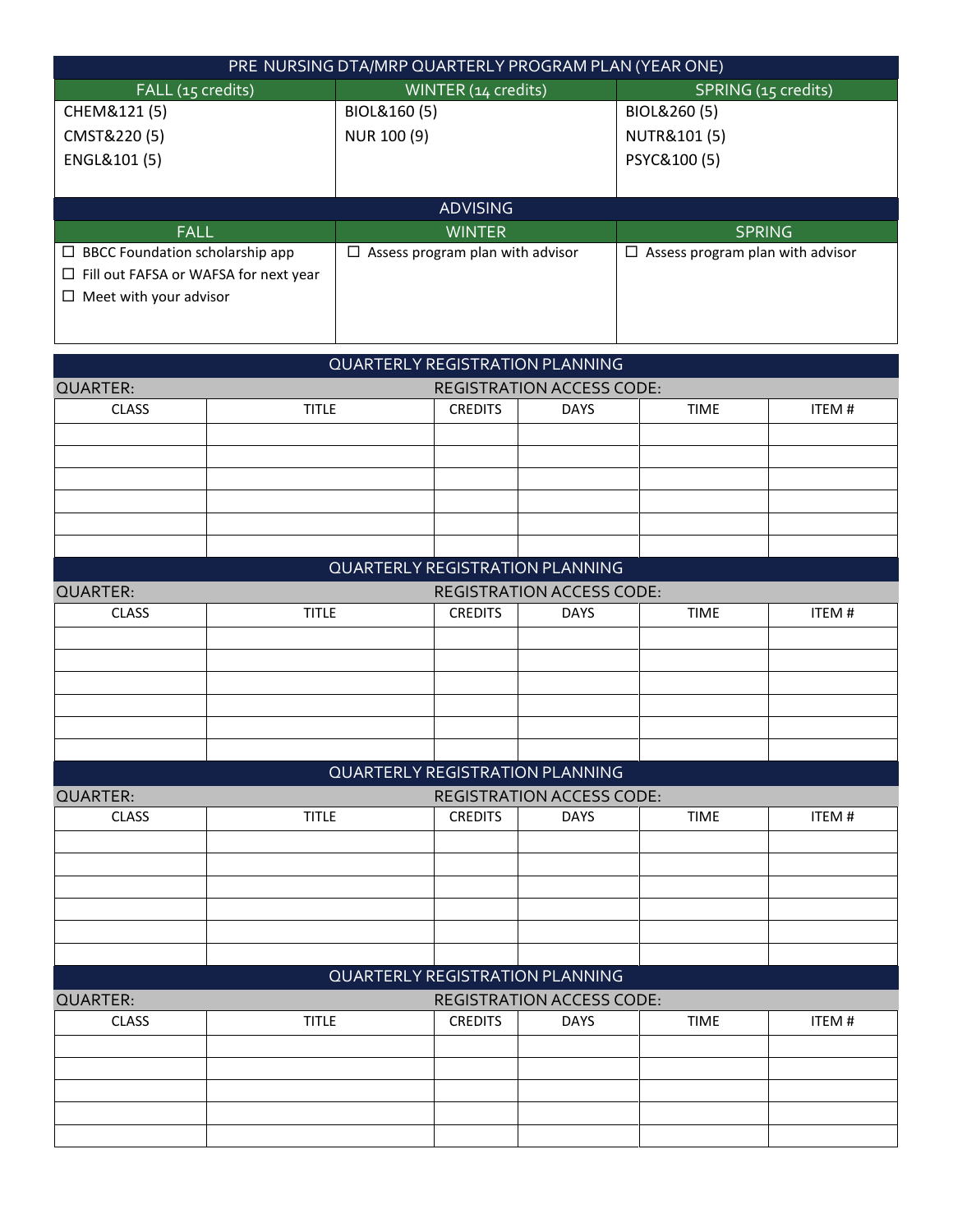## PRE NURSING DTA/MRP QUARTERLY PROGRAM PLAN (YEAR ONE)

| FALL (15 credits) | WINTER (14 credits) | SPRING (15 credits) |
|---|---|---|
| CHEM&121 (5) | BIOL&160 (5) | BIOL&260 (5) |
| CMST&220 (5) | NUR 100 (9) | NUTR&101 (5) |
| ENGL&101 (5) | | PSYC&100 (5) |

## ADVISING

| FALL | WINTER | SPRING |
|---|---|---|
| ☐ BBCC Foundation scholarship app | ☐ Assess program plan with advisor | ☐ Assess program plan with advisor |
| ☐ Fill out FAFSA or WAFSA for next year | | |
| ☐ Meet with your advisor | | |

## QUARTERLY REGISTRATION PLANNING

QUARTER: REGISTRATION ACCESS CODE:

| CLASS | TITLE | CREDITS | DAYS | TIME | ITEM # |
|---|---|---|---|---|---|
| | | | | | |
| | | | | | |
| | | | | | |
| | | | | | |
| | | | | | |
| | | | | | |

## QUARTERLY REGISTRATION PLANNING

QUARTER: REGISTRATION ACCESS CODE:

| CLASS | TITLE | CREDITS | DAYS | TIME | ITEM # |
|---|---|---|---|---|---|
| | | | | | |
| | | | | | |
| | | | | | |
| | | | | | |
| | | | | | |
| | | | | | |

## QUARTERLY REGISTRATION PLANNING

QUARTER: REGISTRATION ACCESS CODE:

| CLASS | TITLE | CREDITS | DAYS | TIME | ITEM # |
|---|---|---|---|---|---|
| | | | | | |
| | | | | | |
| | | | | | |
| | | | | | |
| | | | | | |
| | | | | | |

## QUARTERLY REGISTRATION PLANNING

QUARTER: REGISTRATION ACCESS CODE:

| CLASS | TITLE | CREDITS | DAYS | TIME | ITEM # |
|---|---|---|---|---|---|
| | | | | | |
| | | | | | |
| | | | | | |
| | | | | | |
| | | | | | |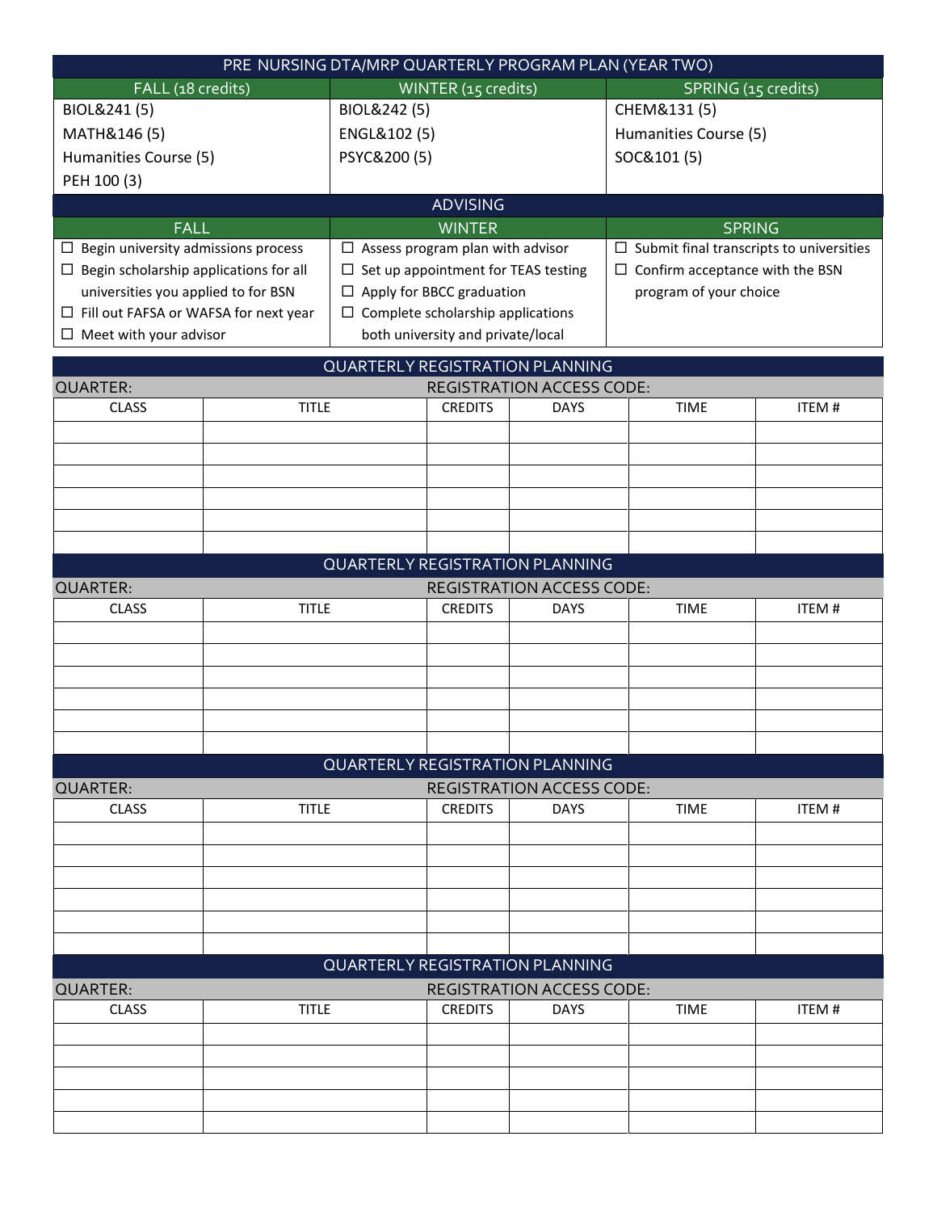## PRE NURSING DTA/MRP QUARTERLY PROGRAM PLAN (YEAR TWO)

| FALL (18 credits) | WINTER (15 credits) | SPRING (15 credits) |
|---|---|---|
| BIOL&241 (5) | BIOL&242 (5) | CHEM&131 (5) |
| MATH&146 (5) | ENGL&102 (5) | Humanities Course (5) |
| Humanities Course (5) | PSYC&200 (5) | SOC&101 (5) |
| PEH 100 (3) | | |

## ADVISING

| FALL | WINTER | SPRING |
|---|---|---|
| ☐ Begin university admissions process | ☐ Assess program plan with advisor | ☐ Submit final transcripts to universities |
| ☐ Begin scholarship applications for all universities you applied to for BSN | ☐ Set up appointment for TEAS testing | ☐ Confirm acceptance with the BSN program of your choice |
| ☐ Fill out FAFSA or WAFSA for next year | ☐ Apply for BBCC graduation | |
| ☐ Meet with your advisor | ☐ Complete scholarship applications both university and private/local | |

## QUARTERLY REGISTRATION PLANNING

QUARTER: REGISTRATION ACCESS CODE:

| CLASS | TITLE | CREDITS | DAYS | TIME | ITEM # |
|---|---|---|---|---|---|
| | | | | | |
| | | | | | |
| | | | | | |
| | | | | | |
| | | | | | |
| | | | | | |

## QUARTERLY REGISTRATION PLANNING

QUARTER: REGISTRATION ACCESS CODE:

| CLASS | TITLE | CREDITS | DAYS | TIME | ITEM # |
|---|---|---|---|---|---|
| | | | | | |
| | | | | | |
| | | | | | |
| | | | | | |
| | | | | | |
| | | | | | |

## QUARTERLY REGISTRATION PLANNING

QUARTER: REGISTRATION ACCESS CODE:

| CLASS | TITLE | CREDITS | DAYS | TIME | ITEM # |
|---|---|---|---|---|---|
| | | | | | |
| | | | | | |
| | | | | | |
| | | | | | |
| | | | | | |
| | | | | | |

## QUARTERLY REGISTRATION PLANNING

QUARTER: REGISTRATION ACCESS CODE:

| CLASS | TITLE | CREDITS | DAYS | TIME | ITEM # |
|---|---|---|---|---|---|
| | | | | | |
| | | | | | |
| | | | | | |
| | | | | | |
| | | | | | |